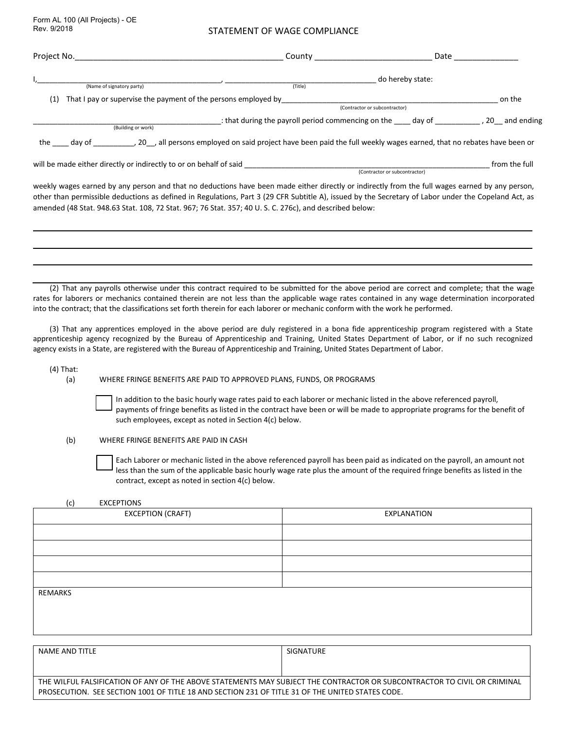Form AL 100 (All Projects) - OE
Rev. 9/2018

# STATEMENT OF WAGE COMPLIANCE

Project No.______________________________________________ County __________________________ Date ______________

I,____________________________________________, ____________________________________ do hereby state:
(Name of signatory party) (Title)

(1) That I pay or supervise the payment of the persons employed by__________________________________________________ on the
(Contractor or subcontractor)

_____________________________________________: that during the payroll period commencing on the ____ day of ___________ , 20__ and ending
(Building or work)

the ____ day of __________, 20__, all persons employed on said project have been paid the full weekly wages earned, that no rebates have been or

will be made either directly or indirectly to or on behalf of said ______________________________________________________________ from the full
(Contractor or subcontractor)

weekly wages earned by any person and that no deductions have been made either directly or indirectly from the full wages earned by any person, other than permissible deductions as defined in Regulations, Part 3 (29 CFR Subtitle A), issued by the Secretary of Labor under the Copeland Act, as amended (48 Stat. 948.63 Stat. 108, 72 Stat. 967; 76 Stat. 357; 40 U. S. C. 276c), and described below:

______________________________________________________________________________

______________________________________________________________________________

______________________________________________________________________________

______________________________________________________________________________

(2) That any payrolls otherwise under this contract required to be submitted for the above period are correct and complete; that the wage rates for laborers or mechanics contained therein are not less than the applicable wage rates contained in any wage determination incorporated into the contract; that the classifications set forth therein for each laborer or mechanic conform with the work he performed.

(3) That any apprentices employed in the above period are duly registered in a bona fide apprenticeship program registered with a State apprenticeship agency recognized by the Bureau of Apprenticeship and Training, United States Department of Labor, or if no such recognized agency exists in a State, are registered with the Bureau of Apprenticeship and Training, United States Department of Labor.

(4) That:

(a) WHERE FRINGE BENEFITS ARE PAID TO APPROVED PLANS, FUNDS, OR PROGRAMS

☐ In addition to the basic hourly wage rates paid to each laborer or mechanic listed in the above referenced payroll, payments of fringe benefits as listed in the contract have been or will be made to appropriate programs for the benefit of such employees, except as noted in Section 4(c) below.

(b) WHERE FRINGE BENEFITS ARE PAID IN CASH

☐ Each Laborer or mechanic listed in the above referenced payroll has been paid as indicated on the payroll, an amount not less than the sum of the applicable basic hourly wage rate plus the amount of the required fringe benefits as listed in the contract, except as noted in section 4(c) below.

(c) EXCEPTIONS

| EXCEPTION (CRAFT) | EXPLANATION |
|---|---|
| | |
| | |
| | |
| | |

REMARKS

| NAME AND TITLE | SIGNATURE |
|---|---|
| | |

THE WILFUL FALSIFICATION OF ANY OF THE ABOVE STATEMENTS MAY SUBJECT THE CONTRACTOR OR SUBCONTRACTOR TO CIVIL OR CRIMINAL PROSECUTION. SEE SECTION 1001 OF TITLE 18 AND SECTION 231 OF TITLE 31 OF THE UNITED STATES CODE.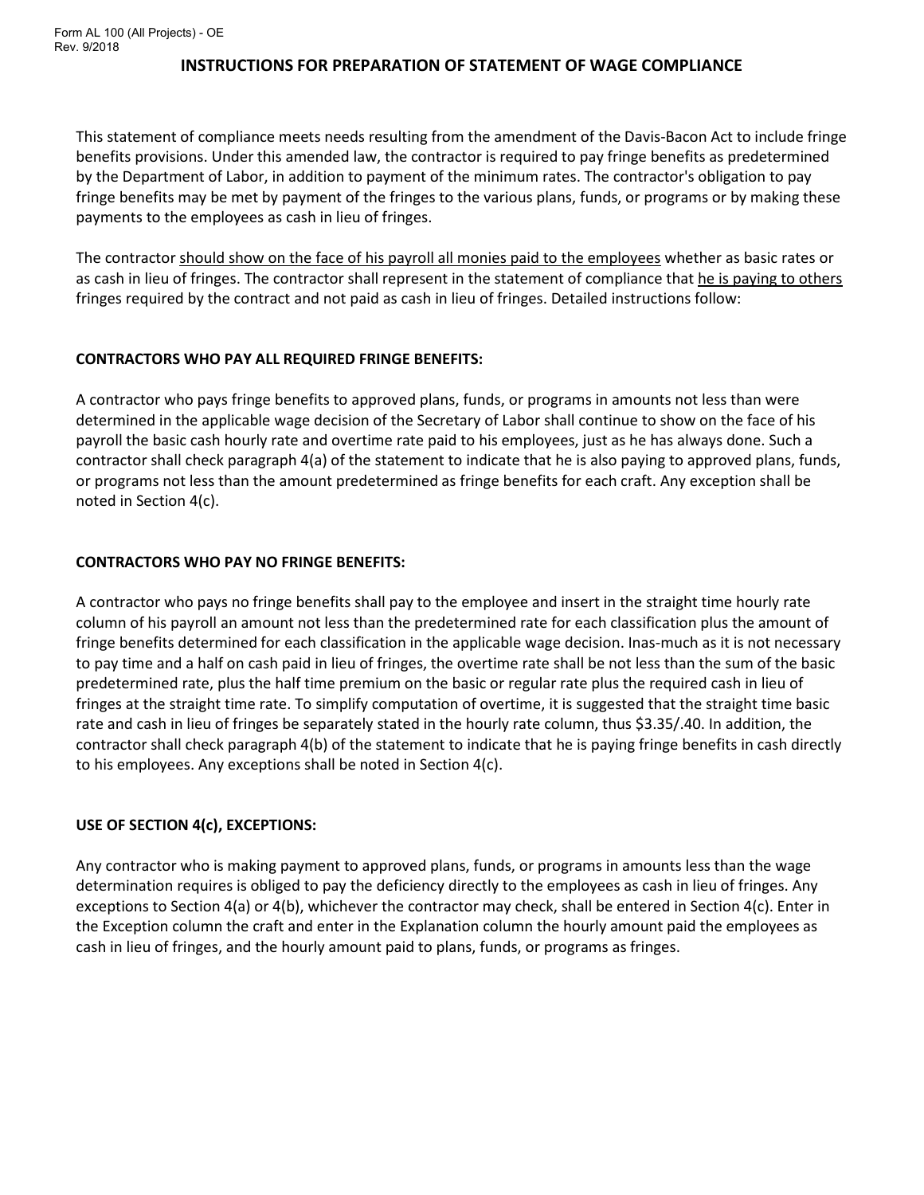Form AL 100 (All Projects) - OE
Rev. 9/2018

## INSTRUCTIONS FOR PREPARATION OF STATEMENT OF WAGE COMPLIANCE

This statement of compliance meets needs resulting from the amendment of the Davis-Bacon Act to include fringe benefits provisions. Under this amended law, the contractor is required to pay fringe benefits as predetermined by the Department of Labor, in addition to payment of the minimum rates. The contractor's obligation to pay fringe benefits may be met by payment of the fringes to the various plans, funds, or programs or by making these payments to the employees as cash in lieu of fringes.

The contractor <u>should show on the face of his payroll all monies paid to the employees</u> whether as basic rates or as cash in lieu of fringes. The contractor shall represent in the statement of compliance that <u>he is paying to others</u> fringes required by the contract and not paid as cash in lieu of fringes. Detailed instructions follow:

### CONTRACTORS WHO PAY ALL REQUIRED FRINGE BENEFITS:

A contractor who pays fringe benefits to approved plans, funds, or programs in amounts not less than were determined in the applicable wage decision of the Secretary of Labor shall continue to show on the face of his payroll the basic cash hourly rate and overtime rate paid to his employees, just as he has always done. Such a contractor shall check paragraph 4(a) of the statement to indicate that he is also paying to approved plans, funds, or programs not less than the amount predetermined as fringe benefits for each craft. Any exception shall be noted in Section 4(c).

### CONTRACTORS WHO PAY NO FRINGE BENEFITS:

A contractor who pays no fringe benefits shall pay to the employee and insert in the straight time hourly rate column of his payroll an amount not less than the predetermined rate for each classification plus the amount of fringe benefits determined for each classification in the applicable wage decision. Inas-much as it is not necessary to pay time and a half on cash paid in lieu of fringes, the overtime rate shall be not less than the sum of the basic predetermined rate, plus the half time premium on the basic or regular rate plus the required cash in lieu of fringes at the straight time rate. To simplify computation of overtime, it is suggested that the straight time basic rate and cash in lieu of fringes be separately stated in the hourly rate column, thus $3.35/.40. In addition, the contractor shall check paragraph 4(b) of the statement to indicate that he is paying fringe benefits in cash directly to his employees. Any exceptions shall be noted in Section 4(c).

### USE OF SECTION 4(c), EXCEPTIONS:

Any contractor who is making payment to approved plans, funds, or programs in amounts less than the wage determination requires is obliged to pay the deficiency directly to the employees as cash in lieu of fringes. Any exceptions to Section 4(a) or 4(b), whichever the contractor may check, shall be entered in Section 4(c). Enter in the Exception column the craft and enter in the Explanation column the hourly amount paid the employees as cash in lieu of fringes, and the hourly amount paid to plans, funds, or programs as fringes.